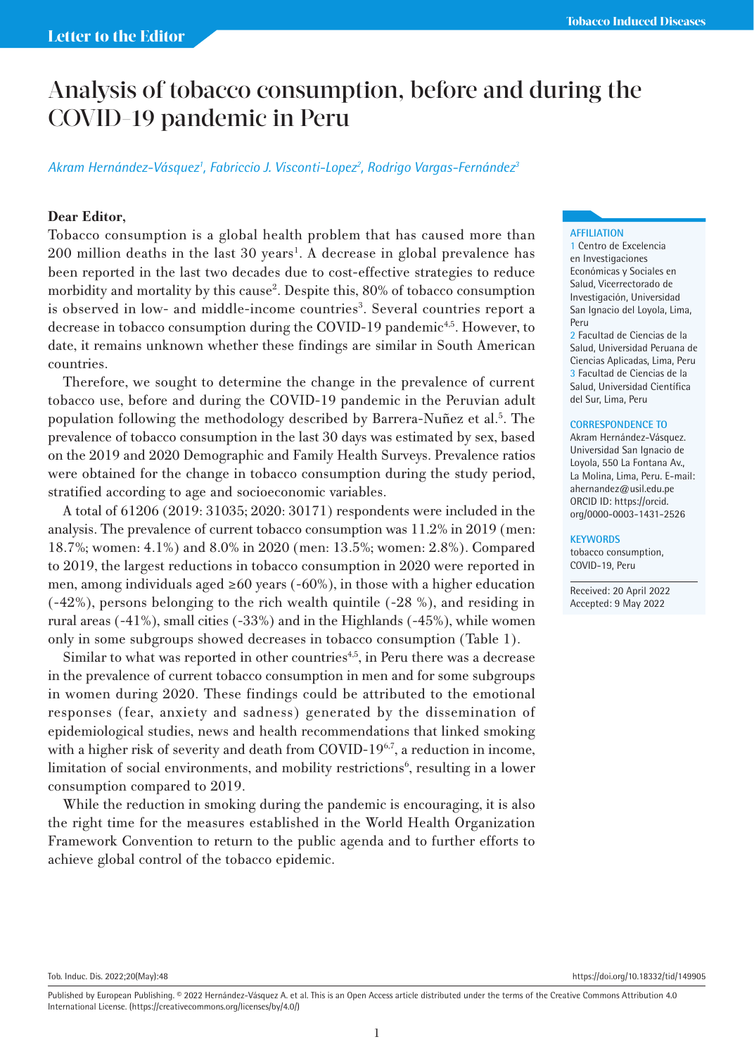Letter to the Editor

# Analysis of tobacco consumption, before and during the COVID-19 pandemic in Peru

*Akram Hernández-Vásquez*[1], *Fabriccio J. Visconti-Lopez*[2], *Rodrigo Vargas-Fernández*[3]

**AFFILIATION**
1 Centro de Excelencia en Investigaciones Económicas y Sociales en Salud, Vicerrectorado de Investigación, Universidad San Ignacio del Loyola, Lima, Peru
2 Facultad de Ciencias de la Salud, Universidad Peruana de Ciencias Aplicadas, Lima, Peru
3 Facultad de Ciencias de la Salud, Universidad Científica del Sur, Lima, Peru

**CORRESPONDENCE TO**
Akram Hernández-Vásquez. Universidad San Ignacio de Loyola, 550 La Fontana Av., La Molina, Lima, Peru. E-mail: ahernandez@usil.edu.pe
ORCID ID: https://orcid.org/0000-0003-1431-2526

**KEYWORDS**
tobacco consumption, COVID-19, Peru

Received: 20 April 2022
Accepted: 9 May 2022

**Dear Editor,**

Tobacco consumption is a global health problem that has caused more than 200 million deaths in the last 30 years[1]. A decrease in global prevalence has been reported in the last two decades due to cost-effective strategies to reduce morbidity and mortality by this cause[2]. Despite this, 80% of tobacco consumption is observed in low- and middle-income countries[3]. Several countries report a decrease in tobacco consumption during the COVID-19 pandemic[4,5]. However, to date, it remains unknown whether these findings are similar in South American countries.

Therefore, we sought to determine the change in the prevalence of current tobacco use, before and during the COVID-19 pandemic in the Peruvian adult population following the methodology described by Barrera-Nuñez et al.[5]. The prevalence of tobacco consumption in the last 30 days was estimated by sex, based on the 2019 and 2020 Demographic and Family Health Surveys. Prevalence ratios were obtained for the change in tobacco consumption during the study period, stratified according to age and socioeconomic variables.

A total of 61206 (2019: 31035; 2020: 30171) respondents were included in the analysis. The prevalence of current tobacco consumption was 11.2% in 2019 (men: 18.7%; women: 4.1%) and 8.0% in 2020 (men: 13.5%; women: 2.8%). Compared to 2019, the largest reductions in tobacco consumption in 2020 were reported in men, among individuals aged ≥60 years (-60%), in those with a higher education (-42%), persons belonging to the rich wealth quintile (-28 %), and residing in rural areas (-41%), small cities (-33%) and in the Highlands (-45%), while women only in some subgroups showed decreases in tobacco consumption (Table 1).

Similar to what was reported in other countries[4,5], in Peru there was a decrease in the prevalence of current tobacco consumption in men and for some subgroups in women during 2020. These findings could be attributed to the emotional responses (fear, anxiety and sadness) generated by the dissemination of epidemiological studies, news and health recommendations that linked smoking with a higher risk of severity and death from COVID-19[6,7], a reduction in income, limitation of social environments, and mobility restrictions[6], resulting in a lower consumption compared to 2019.

While the reduction in smoking during the pandemic is encouraging, it is also the right time for the measures established in the World Health Organization Framework Convention to return to the public agenda and to further efforts to achieve global control of the tobacco epidemic.

Published by European Publishing. © 2022 Hernández-Vásquez A. et al. This is an Open Access article distributed under the terms of the Creative Commons Attribution 4.0 International License. (https://creativecommons.org/licenses/by/4.0/)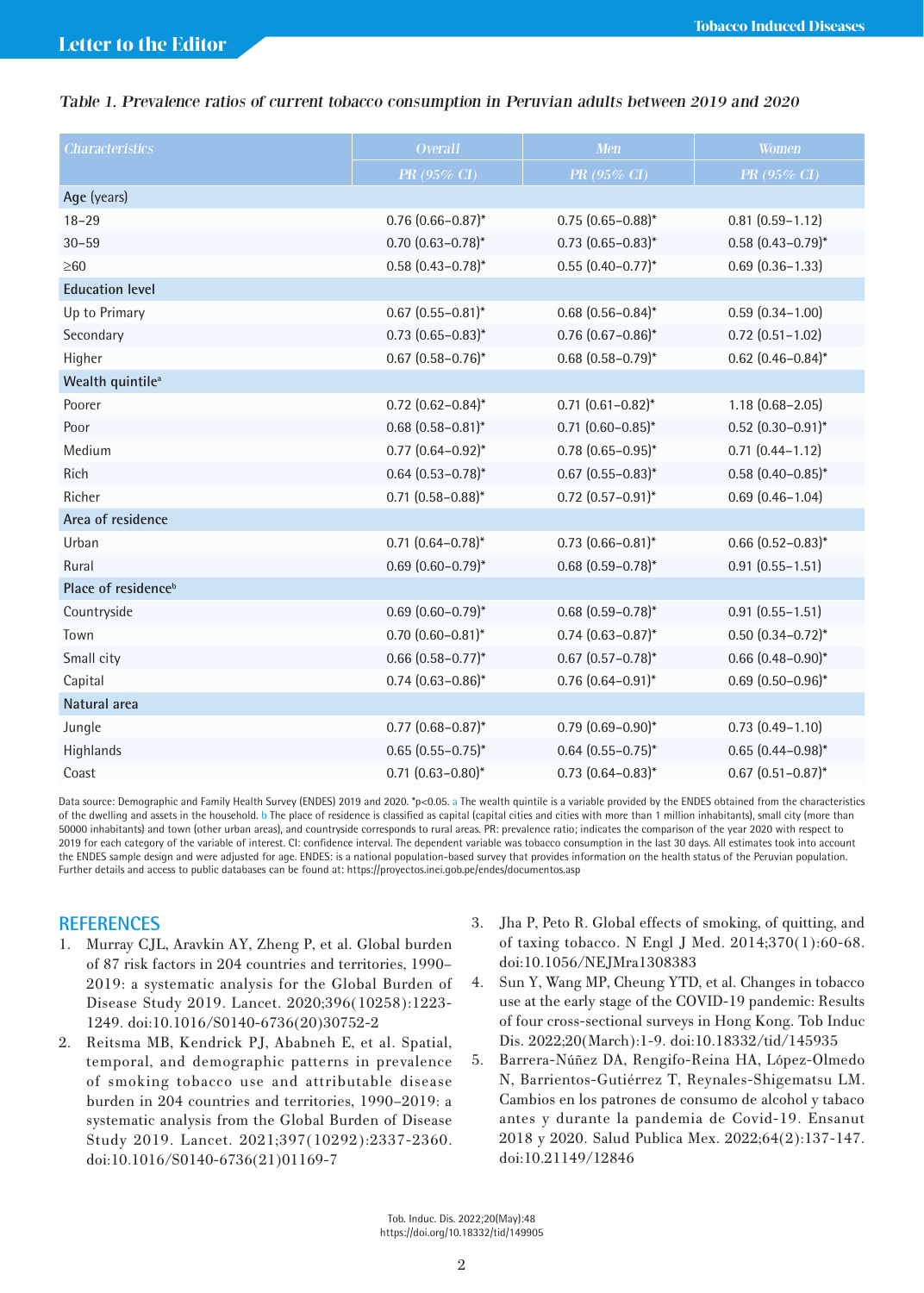*Table 1. Prevalence ratios of current tobacco consumption in Peruvian adults between 2019 and 2020*

| Characteristics | Overall | Men | Women |
|---|---|---|---|
| | PR (95% CI) | PR (95% CI) | PR (95% CI) |
| **Age (years)** | | | |
| 18–29 | 0.76 (0.66–0.87)* | 0.75 (0.65–0.88)* | 0.81 (0.59–1.12) |
| 30–59 | 0.70 (0.63–0.78)* | 0.73 (0.65–0.83)* | 0.58 (0.43–0.79)* |
| ≥60 | 0.58 (0.43–0.78)* | 0.55 (0.40–0.77)* | 0.69 (0.36–1.33) |
| **Education level** | | | |
| Up to Primary | 0.67 (0.55–0.81)* | 0.68 (0.56–0.84)* | 0.59 (0.34–1.00) |
| Secondary | 0.73 (0.65–0.83)* | 0.76 (0.67–0.86)* | 0.72 (0.51–1.02) |
| Higher | 0.67 (0.58–0.76)* | 0.68 (0.58–0.79)* | 0.62 (0.46–0.84)* |
| **Wealth quintile[a]** | | | |
| Poorer | 0.72 (0.62–0.84)* | 0.71 (0.61–0.82)* | 1.18 (0.68–2.05) |
| Poor | 0.68 (0.58–0.81)* | 0.71 (0.60–0.85)* | 0.52 (0.30–0.91)* |
| Medium | 0.77 (0.64–0.92)* | 0.78 (0.65–0.95)* | 0.71 (0.44–1.12) |
| Rich | 0.64 (0.53–0.78)* | 0.67 (0.55–0.83)* | 0.58 (0.40–0.85)* |
| Richer | 0.71 (0.58–0.88)* | 0.72 (0.57–0.91)* | 0.69 (0.46–1.04) |
| **Area of residence** | | | |
| Urban | 0.71 (0.64–0.78)* | 0.73 (0.66–0.81)* | 0.66 (0.52–0.83)* |
| Rural | 0.69 (0.60–0.79)* | 0.68 (0.59–0.78)* | 0.91 (0.55–1.51) |
| **Place of residence[b]** | | | |
| Countryside | 0.69 (0.60–0.79)* | 0.68 (0.59–0.78)* | 0.91 (0.55–1.51) |
| Town | 0.70 (0.60–0.81)* | 0.74 (0.63–0.87)* | 0.50 (0.34–0.72)* |
| Small city | 0.66 (0.58–0.77)* | 0.67 (0.57–0.78)* | 0.66 (0.48–0.90)* |
| Capital | 0.74 (0.63–0.86)* | 0.76 (0.64–0.91)* | 0.69 (0.50–0.96)* |
| **Natural area** | | | |
| Jungle | 0.77 (0.68–0.87)* | 0.79 (0.69–0.90)* | 0.73 (0.49–1.10) |
| Highlands | 0.65 (0.55–0.75)* | 0.64 (0.55–0.75)* | 0.65 (0.44–0.98)* |
| Coast | 0.71 (0.63–0.80)* | 0.73 (0.64–0.83)* | 0.67 (0.51–0.87)* |

Data source: Demographic and Family Health Survey (ENDES) 2019 and 2020. *p<0.05. a The wealth quintile is a variable provided by the ENDES obtained from the characteristics of the dwelling and assets in the household. b The place of residence is classified as capital (capital cities and cities with more than 1 million inhabitants), small city (more than 50000 inhabitants) and town (other urban areas), and countryside corresponds to rural areas. PR: prevalence ratio; indicates the comparison of the year 2020 with respect to 2019 for each category of the variable of interest. CI: confidence interval. The dependent variable was tobacco consumption in the last 30 days. All estimates took into account the ENDES sample design and were adjusted for age. ENDES: is a national population-based survey that provides information on the health status of the Peruvian population. Further details and access to public databases can be found at: https://proyectos.inei.gob.pe/endes/documentos.asp

## REFERENCES

1. Murray CJL, Aravkin AY, Zheng P, et al. Global burden of 87 risk factors in 204 countries and territories, 1990–2019: a systematic analysis for the Global Burden of Disease Study 2019. Lancet. 2020;396(10258):1223-1249. doi:10.1016/S0140-6736(20)30752-2
2. Reitsma MB, Kendrick PJ, Ababneh E, et al. Spatial, temporal, and demographic patterns in prevalence of smoking tobacco use and attributable disease burden in 204 countries and territories, 1990–2019: a systematic analysis from the Global Burden of Disease Study 2019. Lancet. 2021;397(10292):2337-2360. doi:10.1016/S0140-6736(21)01169-7
3. Jha P, Peto R. Global effects of smoking, of quitting, and of taxing tobacco. N Engl J Med. 2014;370(1):60-68. doi:10.1056/NEJMra1308383
4. Sun Y, Wang MP, Cheung YTD, et al. Changes in tobacco use at the early stage of the COVID-19 pandemic: Results of four cross-sectional surveys in Hong Kong. Tob Induc Dis. 2022;20(March):1-9. doi:10.18332/tid/145935
5. Barrera-Núñez DA, Rengifo-Reina HA, López-Olmedo N, Barrientos-Gutiérrez T, Reynales-Shigematsu LM. Cambios en los patrones de consumo de alcohol y tabaco antes y durante la pandemia de Covid-19. Ensanut 2018 y 2020. Salud Publica Mex. 2022;64(2):137-147. doi:10.21149/12846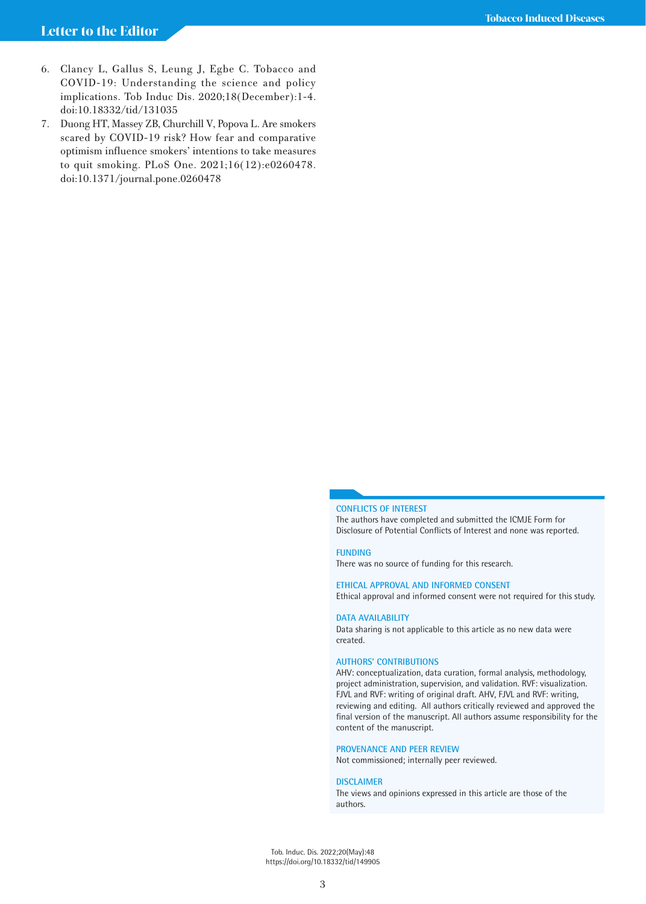6. Clancy L, Gallus S, Leung J, Egbe C. Tobacco and COVID-19: Understanding the science and policy implications. Tob Induc Dis. 2020;18(December):1-4. doi:10.18332/tid/131035
7. Duong HT, Massey ZB, Churchill V, Popova L. Are smokers scared by COVID-19 risk? How fear and comparative optimism influence smokers' intentions to take measures to quit smoking. PLoS One. 2021;16(12):e0260478. doi:10.1371/journal.pone.0260478

#### CONFLICTS OF INTEREST

The authors have completed and submitted the ICMJE Form for Disclosure of Potential Conflicts of Interest and none was reported.

#### FUNDING

There was no source of funding for this research.

#### ETHICAL APPROVAL AND INFORMED CONSENT

Ethical approval and informed consent were not required for this study.

#### DATA AVAILABILITY

Data sharing is not applicable to this article as no new data were created.

#### AUTHORS' CONTRIBUTIONS

AHV: conceptualization, data curation, formal analysis, methodology, project administration, supervision, and validation. RVF: visualization. FJVL and RVF: writing of original draft. AHV, FJVL and RVF: writing, reviewing and editing. All authors critically reviewed and approved the final version of the manuscript. All authors assume responsibility for the content of the manuscript.

#### PROVENANCE AND PEER REVIEW

Not commissioned; internally peer reviewed.

#### DISCLAIMER

The views and opinions expressed in this article are those of the authors.